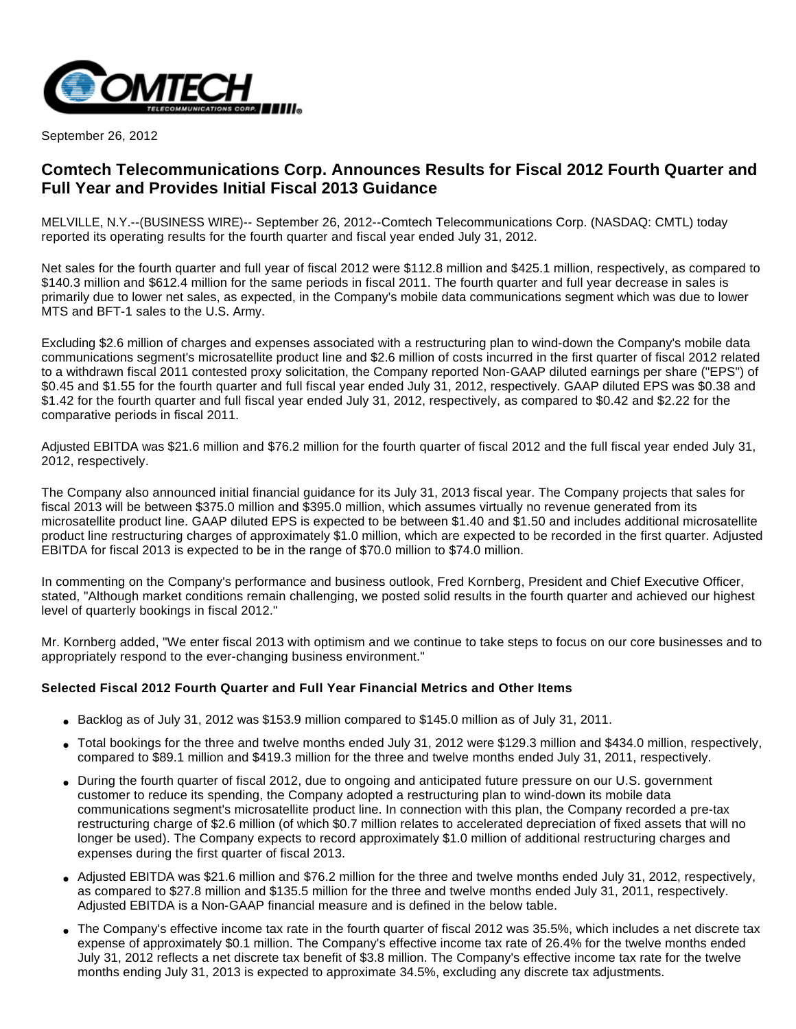September 26, 2012

# Comtech Telecommunications Corp. Announces Results for Fiscal 2012 Fourth Quarter and Full Year and Provides Initial Fiscal 2013 Guidance

MELVILLE, N.Y.--(BUSINESS WIRE)-- September 26, 2012--Comtech Telecommunications Corp. (NASDAQ: CMTL) today reported its operating results for the fourth quarter and fiscal year ended July 31, 2012.

Net sales for the fourth quarter and full year of fiscal 2012 were $112.8 million and $425.1 million, respectively, as compared to $140.3 million and $612.4 million for the same periods in fiscal 2011. The fourth quarter and full year decrease in sales is primarily due to lower net sales, as expected, in the Company's mobile data communications segment which was due to lower MTS and BFT-1 sales to the U.S. Army.

Excluding $2.6 million of charges and expenses associated with a restructuring plan to wind-down the Company's mobile data communications segment's microsatellite product line and $2.6 million of costs incurred in the first quarter of fiscal 2012 related to a withdrawn fiscal 2011 contested proxy solicitation, the Company reported Non-GAAP diluted earnings per share ("EPS") of $0.45 and $1.55 for the fourth quarter and full fiscal year ended July 31, 2012, respectively. GAAP diluted EPS was $0.38 and $1.42 for the fourth quarter and full fiscal year ended July 31, 2012, respectively, as compared to $0.42 and $2.22 for the comparative periods in fiscal 2011.

Adjusted EBITDA was $21.6 million and $76.2 million for the fourth quarter of fiscal 2012 and the full fiscal year ended July 31, 2012, respectively.

The Company also announced initial financial guidance for its July 31, 2013 fiscal year. The Company projects that sales for fiscal 2013 will be between $375.0 million and $395.0 million, which assumes virtually no revenue generated from its microsatellite product line. GAAP diluted EPS is expected to be between $1.40 and $1.50 and includes additional microsatellite product line restructuring charges of approximately $1.0 million, which are expected to be recorded in the first quarter. Adjusted EBITDA for fiscal 2013 is expected to be in the range of $70.0 million to $74.0 million.

In commenting on the Company's performance and business outlook, Fred Kornberg, President and Chief Executive Officer, stated, "Although market conditions remain challenging, we posted solid results in the fourth quarter and achieved our highest level of quarterly bookings in fiscal 2012."

Mr. Kornberg added, "We enter fiscal 2013 with optimism and we continue to take steps to focus on our core businesses and to appropriately respond to the ever-changing business environment."

**Selected Fiscal 2012 Fourth Quarter and Full Year Financial Metrics and Other Items**

- Backlog as of July 31, 2012 was $153.9 million compared to $145.0 million as of July 31, 2011.
- Total bookings for the three and twelve months ended July 31, 2012 were $129.3 million and $434.0 million, respectively, compared to $89.1 million and $419.3 million for the three and twelve months ended July 31, 2011, respectively.
- During the fourth quarter of fiscal 2012, due to ongoing and anticipated future pressure on our U.S. government customer to reduce its spending, the Company adopted a restructuring plan to wind-down its mobile data communications segment's microsatellite product line. In connection with this plan, the Company recorded a pre-tax restructuring charge of $2.6 million (of which $0.7 million relates to accelerated depreciation of fixed assets that will no longer be used). The Company expects to record approximately $1.0 million of additional restructuring charges and expenses during the first quarter of fiscal 2013.
- Adjusted EBITDA was $21.6 million and $76.2 million for the three and twelve months ended July 31, 2012, respectively, as compared to $27.8 million and $135.5 million for the three and twelve months ended July 31, 2011, respectively. Adjusted EBITDA is a Non-GAAP financial measure and is defined in the below table.
- The Company's effective income tax rate in the fourth quarter of fiscal 2012 was 35.5%, which includes a net discrete tax expense of approximately $0.1 million. The Company's effective income tax rate of 26.4% for the twelve months ended July 31, 2012 reflects a net discrete tax benefit of $3.8 million. The Company's effective income tax rate for the twelve months ending July 31, 2013 is expected to approximate 34.5%, excluding any discrete tax adjustments.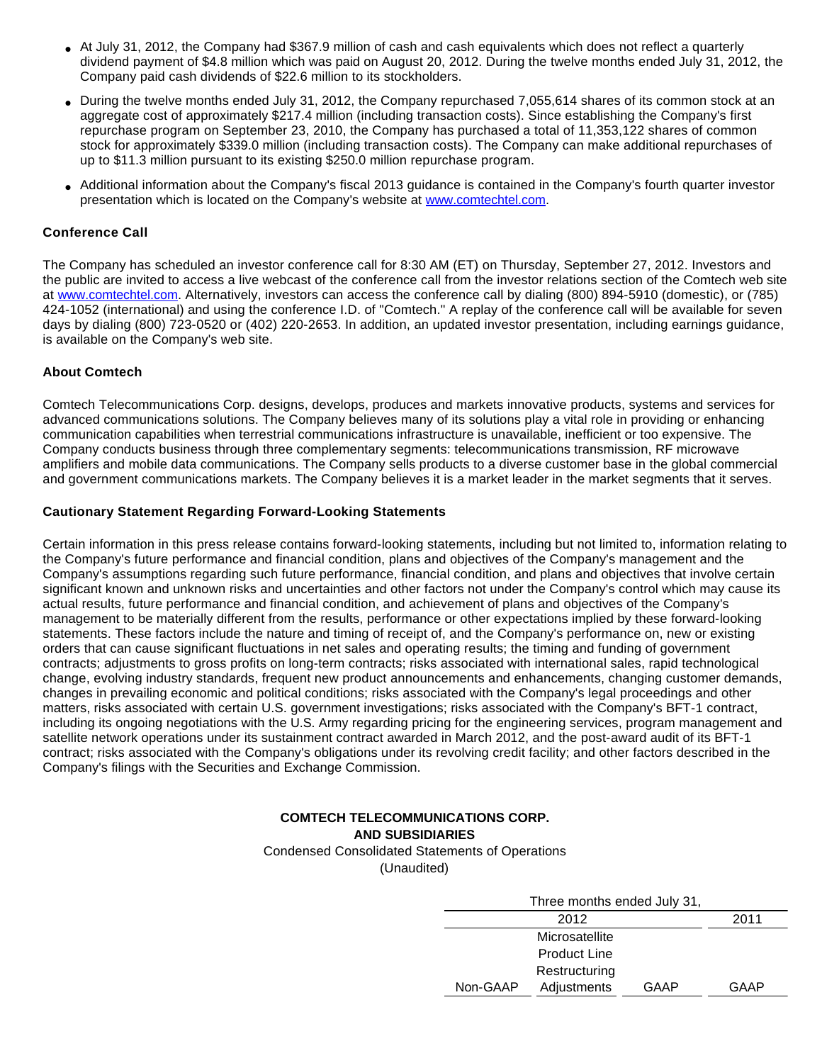- At July 31, 2012, the Company had $367.9 million of cash and cash equivalents which does not reflect a quarterly dividend payment of $4.8 million which was paid on August 20, 2012. During the twelve months ended July 31, 2012, the Company paid cash dividends of $22.6 million to its stockholders.
- During the twelve months ended July 31, 2012, the Company repurchased 7,055,614 shares of its common stock at an aggregate cost of approximately $217.4 million (including transaction costs). Since establishing the Company's first repurchase program on September 23, 2010, the Company has purchased a total of 11,353,122 shares of common stock for approximately $339.0 million (including transaction costs). The Company can make additional repurchases of up to $11.3 million pursuant to its existing $250.0 million repurchase program.
- Additional information about the Company's fiscal 2013 guidance is contained in the Company's fourth quarter investor presentation which is located on the Company's website at www.comtechtel.com.

### Conference Call

The Company has scheduled an investor conference call for 8:30 AM (ET) on Thursday, September 27, 2012. Investors and the public are invited to access a live webcast of the conference call from the investor relations section of the Comtech web site at www.comtechtel.com. Alternatively, investors can access the conference call by dialing (800) 894-5910 (domestic), or (785) 424-1052 (international) and using the conference I.D. of "Comtech." A replay of the conference call will be available for seven days by dialing (800) 723-0520 or (402) 220-2653. In addition, an updated investor presentation, including earnings guidance, is available on the Company's web site.

### About Comtech

Comtech Telecommunications Corp. designs, develops, produces and markets innovative products, systems and services for advanced communications solutions. The Company believes many of its solutions play a vital role in providing or enhancing communication capabilities when terrestrial communications infrastructure is unavailable, inefficient or too expensive. The Company conducts business through three complementary segments: telecommunications transmission, RF microwave amplifiers and mobile data communications. The Company sells products to a diverse customer base in the global commercial and government communications markets. The Company believes it is a market leader in the market segments that it serves.

### Cautionary Statement Regarding Forward-Looking Statements

Certain information in this press release contains forward-looking statements, including but not limited to, information relating to the Company's future performance and financial condition, plans and objectives of the Company's management and the Company's assumptions regarding such future performance, financial condition, and plans and objectives that involve certain significant known and unknown risks and uncertainties and other factors not under the Company's control which may cause its actual results, future performance and financial condition, and achievement of plans and objectives of the Company's management to be materially different from the results, performance or other expectations implied by these forward-looking statements. These factors include the nature and timing of receipt of, and the Company's performance on, new or existing orders that can cause significant fluctuations in net sales and operating results; the timing and funding of government contracts; adjustments to gross profits on long-term contracts; risks associated with international sales, rapid technological change, evolving industry standards, frequent new product announcements and enhancements, changing customer demands, changes in prevailing economic and political conditions; risks associated with the Company's legal proceedings and other matters, risks associated with certain U.S. government investigations; risks associated with the Company's BFT-1 contract, including its ongoing negotiations with the U.S. Army regarding pricing for the engineering services, program management and satellite network operations under its sustainment contract awarded in March 2012, and the post-award audit of its BFT-1 contract; risks associated with the Company's obligations under its revolving credit facility; and other factors described in the Company's filings with the Securities and Exchange Commission.

**COMTECH TELECOMMUNICATIONS CORP.**
**AND SUBSIDIARIES**
Condensed Consolidated Statements of Operations
(Unaudited)

| | Three months ended July 31, | | | |
|---|---|---|---|---|
| | 2012 | | | 2011 |
| | Non-GAAP | Microsatellite Product Line Restructuring Adjustments | GAAP | GAAP |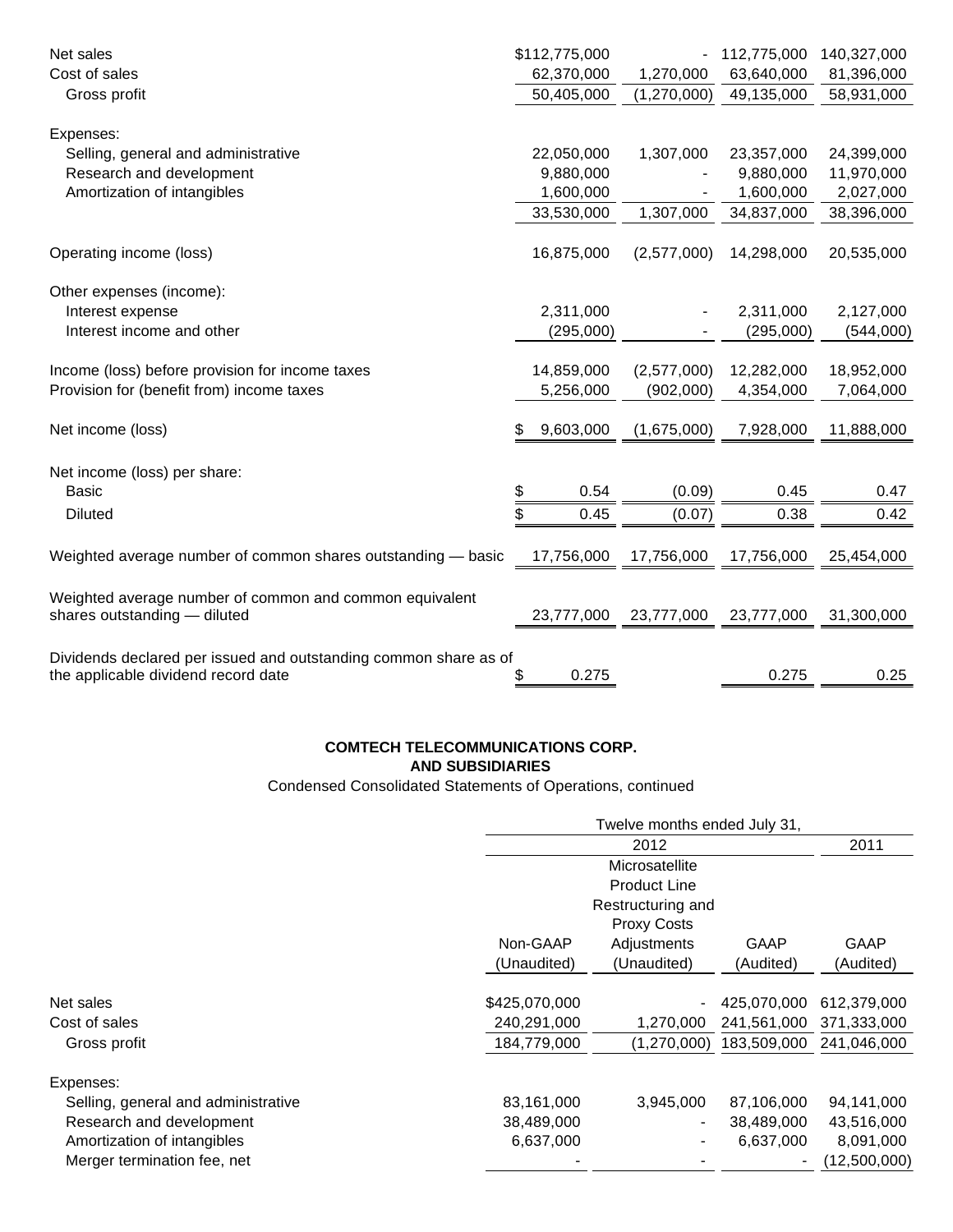| | | | | |
|---|---|---|---|---|
| Net sales | $112,775,000 | - | 112,775,000 | 140,327,000 |
| Cost of sales | 62,370,000 | 1,270,000 | 63,640,000 | 81,396,000 |
| Gross profit | 50,405,000 | (1,270,000) | 49,135,000 | 58,931,000 |
| Expenses: | | | | |
| Selling, general and administrative | 22,050,000 | 1,307,000 | 23,357,000 | 24,399,000 |
| Research and development | 9,880,000 | - | 9,880,000 | 11,970,000 |
| Amortization of intangibles | 1,600,000 | - | 1,600,000 | 2,027,000 |
| | 33,530,000 | 1,307,000 | 34,837,000 | 38,396,000 |
| Operating income (loss) | 16,875,000 | (2,577,000) | 14,298,000 | 20,535,000 |
| Other expenses (income): | | | | |
| Interest expense | 2,311,000 | - | 2,311,000 | 2,127,000 |
| Interest income and other | (295,000) | - | (295,000) | (544,000) |
| Income (loss) before provision for income taxes | 14,859,000 | (2,577,000) | 12,282,000 | 18,952,000 |
| Provision for (benefit from) income taxes | 5,256,000 | (902,000) | 4,354,000 | 7,064,000 |
| Net income (loss) | $ 9,603,000 | (1,675,000) | 7,928,000 | 11,888,000 |
| Net income (loss) per share: | | | | |
| Basic | $ 0.54 | (0.09) | 0.45 | 0.47 |
| Diluted | $ 0.45 | (0.07) | 0.38 | 0.42 |
| Weighted average number of common shares outstanding — basic | 17,756,000 | 17,756,000 | 17,756,000 | 25,454,000 |
| Weighted average number of common and common equivalent shares outstanding — diluted | 23,777,000 | 23,777,000 | 23,777,000 | 31,300,000 |
| Dividends declared per issued and outstanding common share as of the applicable dividend record date | $ 0.275 | | 0.275 | 0.25 |

**COMTECH TELECOMMUNICATIONS CORP.**
**AND SUBSIDIARIES**

Condensed Consolidated Statements of Operations, continued

| | Twelve months ended July 31, | | | |
|---|---|---|---|---|
| | 2012 | | | 2011 |
| | Non-GAAP (Unaudited) | Microsatellite Product Line Restructuring and Proxy Costs Adjustments (Unaudited) | GAAP (Audited) | GAAP (Audited) |
| Net sales | $425,070,000 | - | 425,070,000 | 612,379,000 |
| Cost of sales | 240,291,000 | 1,270,000 | 241,561,000 | 371,333,000 |
| Gross profit | 184,779,000 | (1,270,000) | 183,509,000 | 241,046,000 |
| Expenses: | | | | |
| Selling, general and administrative | 83,161,000 | 3,945,000 | 87,106,000 | 94,141,000 |
| Research and development | 38,489,000 | - | 38,489,000 | 43,516,000 |
| Amortization of intangibles | 6,637,000 | - | 6,637,000 | 8,091,000 |
| Merger termination fee, net | - | - | - | (12,500,000) |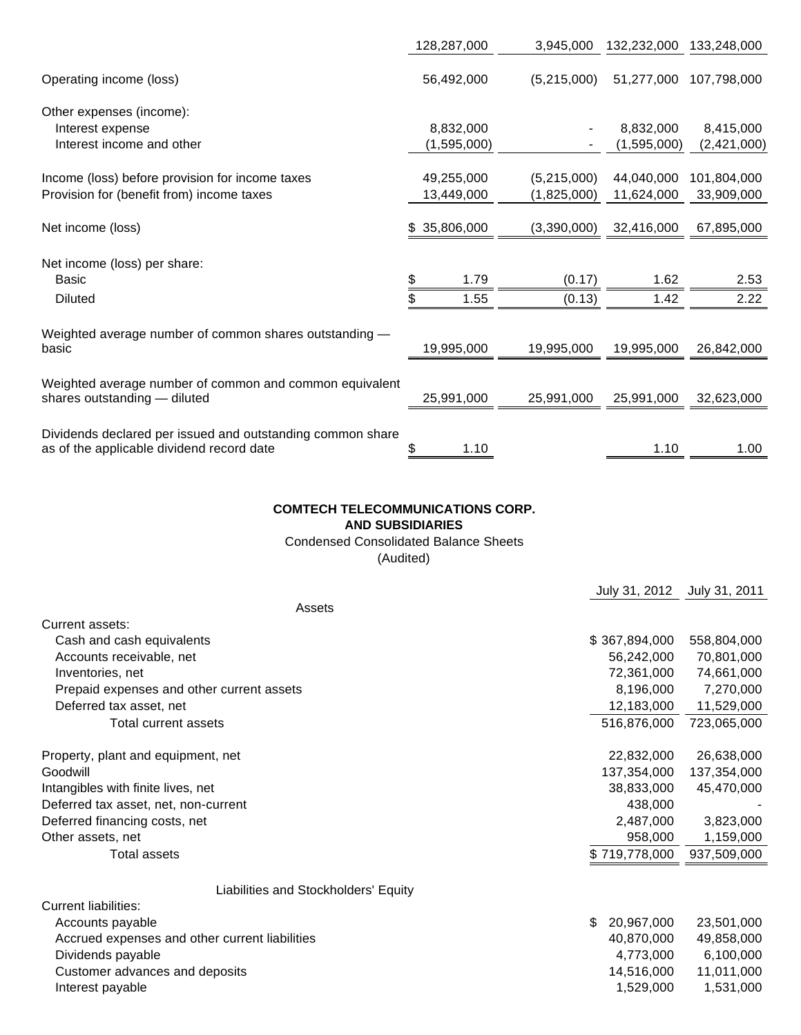| | | | | |
|---|---|---|---|---|
| | 128,287,000 | 3,945,000 | 132,232,000 | 133,248,000 |
| Operating income (loss) | 56,492,000 | (5,215,000) | 51,277,000 | 107,798,000 |
| Other expenses (income): | | | | |
| Interest expense | 8,832,000 | - | 8,832,000 | 8,415,000 |
| Interest income and other | (1,595,000) | - | (1,595,000) | (2,421,000) |
| Income (loss) before provision for income taxes | 49,255,000 | (5,215,000) | 44,040,000 | 101,804,000 |
| Provision for (benefit from) income taxes | 13,449,000 | (1,825,000) | 11,624,000 | 33,909,000 |
| Net income (loss) | $ 35,806,000 | (3,390,000) | 32,416,000 | 67,895,000 |
| Net income (loss) per share: | | | | |
| Basic | $ 1.79 | (0.17) | 1.62 | 2.53 |
| Diluted | $ 1.55 | (0.13) | 1.42 | 2.22 |
| Weighted average number of common shares outstanding — basic | 19,995,000 | 19,995,000 | 19,995,000 | 26,842,000 |
| Weighted average number of common and common equivalent shares outstanding — diluted | 25,991,000 | 25,991,000 | 25,991,000 | 32,623,000 |
| Dividends declared per issued and outstanding common share as of the applicable dividend record date | $ 1.10 | | 1.10 | 1.00 |

**COMTECH TELECOMMUNICATIONS CORP.**
**AND SUBSIDIARIES**
Condensed Consolidated Balance Sheets
(Audited)

| | July 31, 2012 | July 31, 2011 |
|---|---|---|
| Assets | | |
| Current assets: | | |
| Cash and cash equivalents | $ 367,894,000 | 558,804,000 |
| Accounts receivable, net | 56,242,000 | 70,801,000 |
| Inventories, net | 72,361,000 | 74,661,000 |
| Prepaid expenses and other current assets | 8,196,000 | 7,270,000 |
| Deferred tax asset, net | 12,183,000 | 11,529,000 |
| Total current assets | 516,876,000 | 723,065,000 |
| Property, plant and equipment, net | 22,832,000 | 26,638,000 |
| Goodwill | 137,354,000 | 137,354,000 |
| Intangibles with finite lives, net | 38,833,000 | 45,470,000 |
| Deferred tax asset, net, non-current | 438,000 | - |
| Deferred financing costs, net | 2,487,000 | 3,823,000 |
| Other assets, net | 958,000 | 1,159,000 |
| Total assets | $ 719,778,000 | 937,509,000 |
| Liabilities and Stockholders' Equity | | |
| Current liabilities: | | |
| Accounts payable | $ 20,967,000 | 23,501,000 |
| Accrued expenses and other current liabilities | 40,870,000 | 49,858,000 |
| Dividends payable | 4,773,000 | 6,100,000 |
| Customer advances and deposits | 14,516,000 | 11,011,000 |
| Interest payable | 1,529,000 | 1,531,000 |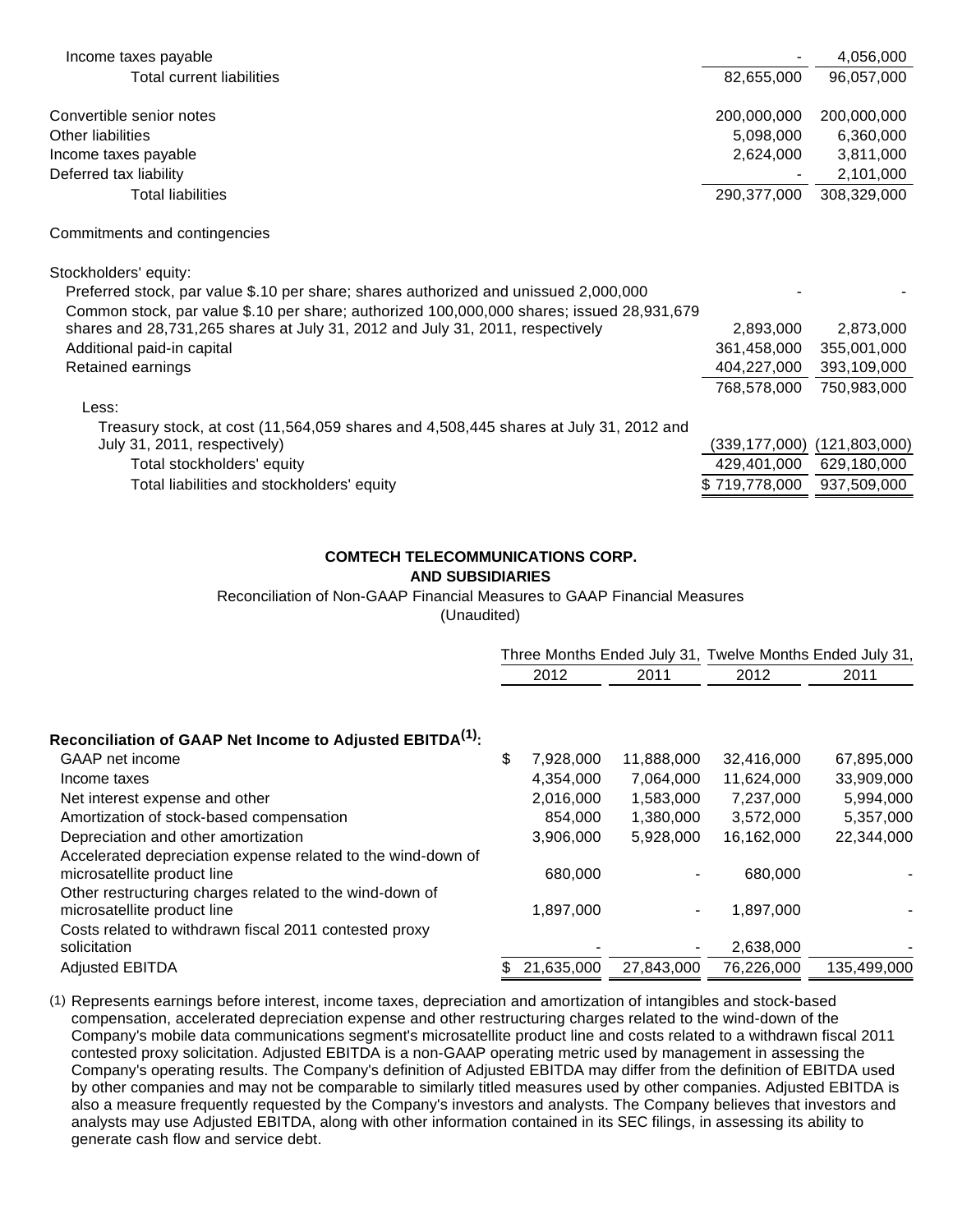| | | |
|---|---|---|
| Income taxes payable | - | 4,056,000 |
| Total current liabilities | 82,655,000 | 96,057,000 |
| | | |
| Convertible senior notes | 200,000,000 | 200,000,000 |
| Other liabilities | 5,098,000 | 6,360,000 |
| Income taxes payable | 2,624,000 | 3,811,000 |
| Deferred tax liability | - | 2,101,000 |
| Total liabilities | 290,377,000 | 308,329,000 |
| | | |
| Commitments and contingencies | | |
| | | |
| Stockholders' equity: | | |
| Preferred stock, par value $.10 per share; shares authorized and unissued 2,000,000 | - | - |
| Common stock, par value $.10 per share; authorized 100,000,000 shares; issued 28,931,679 shares and 28,731,265 shares at July 31, 2012 and July 31, 2011, respectively | 2,893,000 | 2,873,000 |
| Additional paid-in capital | 361,458,000 | 355,001,000 |
| Retained earnings | 404,227,000 | 393,109,000 |
| | 768,578,000 | 750,983,000 |
| Less: | | |
| Treasury stock, at cost (11,564,059 shares and 4,508,445 shares at July 31, 2012 and July 31, 2011, respectively) | (339,177,000) | (121,803,000) |
| Total stockholders' equity | 429,401,000 | 629,180,000 |
| Total liabilities and stockholders' equity | $ 719,778,000 | 937,509,000 |

**COMTECH TELECOMMUNICATIONS CORP.**
**AND SUBSIDIARIES**

Reconciliation of Non-GAAP Financial Measures to GAAP Financial Measures
(Unaudited)

| | Three Months Ended July 31, | | Twelve Months Ended July 31, | |
|---|---|---|---|---|
| | 2012 | 2011 | 2012 | 2011 |
| **Reconciliation of GAAP Net Income to Adjusted EBITDA(1):** | | | | |
| GAAP net income | $ 7,928,000 | 11,888,000 | 32,416,000 | 67,895,000 |
| Income taxes | 4,354,000 | 7,064,000 | 11,624,000 | 33,909,000 |
| Net interest expense and other | 2,016,000 | 1,583,000 | 7,237,000 | 5,994,000 |
| Amortization of stock-based compensation | 854,000 | 1,380,000 | 3,572,000 | 5,357,000 |
| Depreciation and other amortization | 3,906,000 | 5,928,000 | 16,162,000 | 22,344,000 |
| Accelerated depreciation expense related to the wind-down of microsatellite product line | 680,000 | - | 680,000 | - |
| Other restructuring charges related to the wind-down of microsatellite product line | 1,897,000 | - | 1,897,000 | - |
| Costs related to withdrawn fiscal 2011 contested proxy solicitation | - | - | 2,638,000 | - |
| Adjusted EBITDA | $ 21,635,000 | 27,843,000 | 76,226,000 | 135,499,000 |

(1) Represents earnings before interest, income taxes, depreciation and amortization of intangibles and stock-based compensation, accelerated depreciation expense and other restructuring charges related to the wind-down of the Company's mobile data communications segment's microsatellite product line and costs related to a withdrawn fiscal 2011 contested proxy solicitation. Adjusted EBITDA is a non-GAAP operating metric used by management in assessing the Company's operating results. The Company's definition of Adjusted EBITDA may differ from the definition of EBITDA used by other companies and may not be comparable to similarly titled measures used by other companies. Adjusted EBITDA is also a measure frequently requested by the Company's investors and analysts. The Company believes that investors and analysts may use Adjusted EBITDA, along with other information contained in its SEC filings, in assessing its ability to generate cash flow and service debt.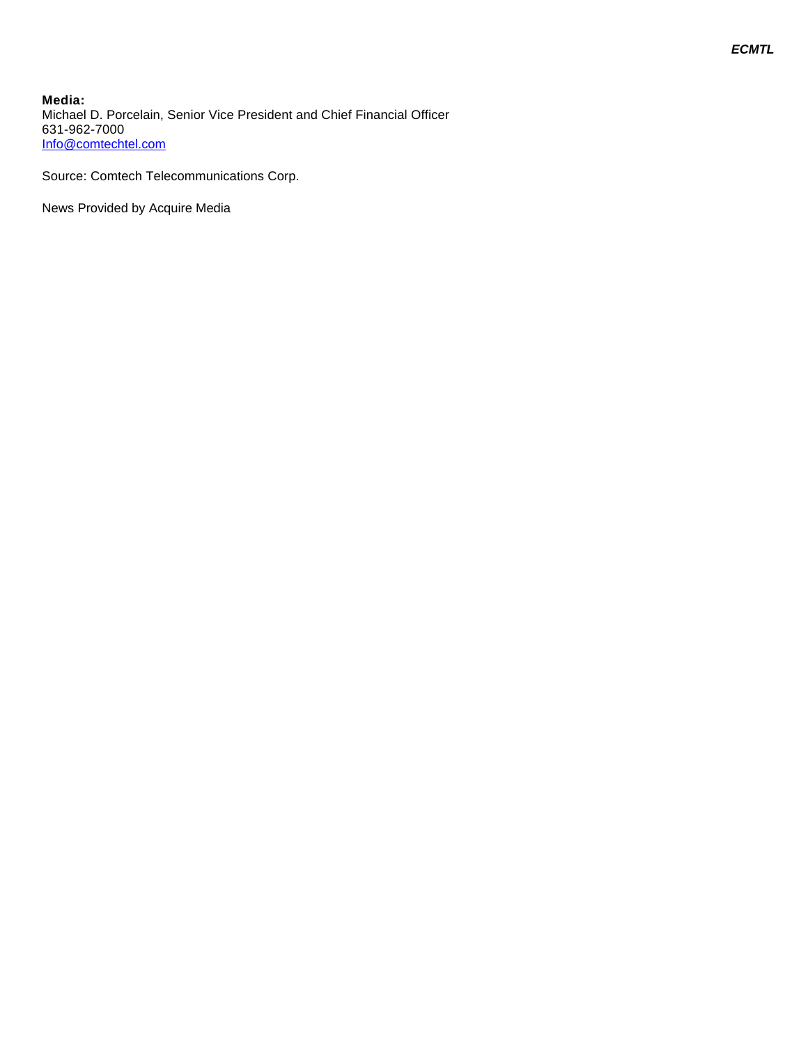**Media:**
Michael D. Porcelain, Senior Vice President and Chief Financial Officer
631-962-7000
[Info@comtechtel.com](mailto:Info@comtechtel.com)

Source: Comtech Telecommunications Corp.

News Provided by Acquire Media